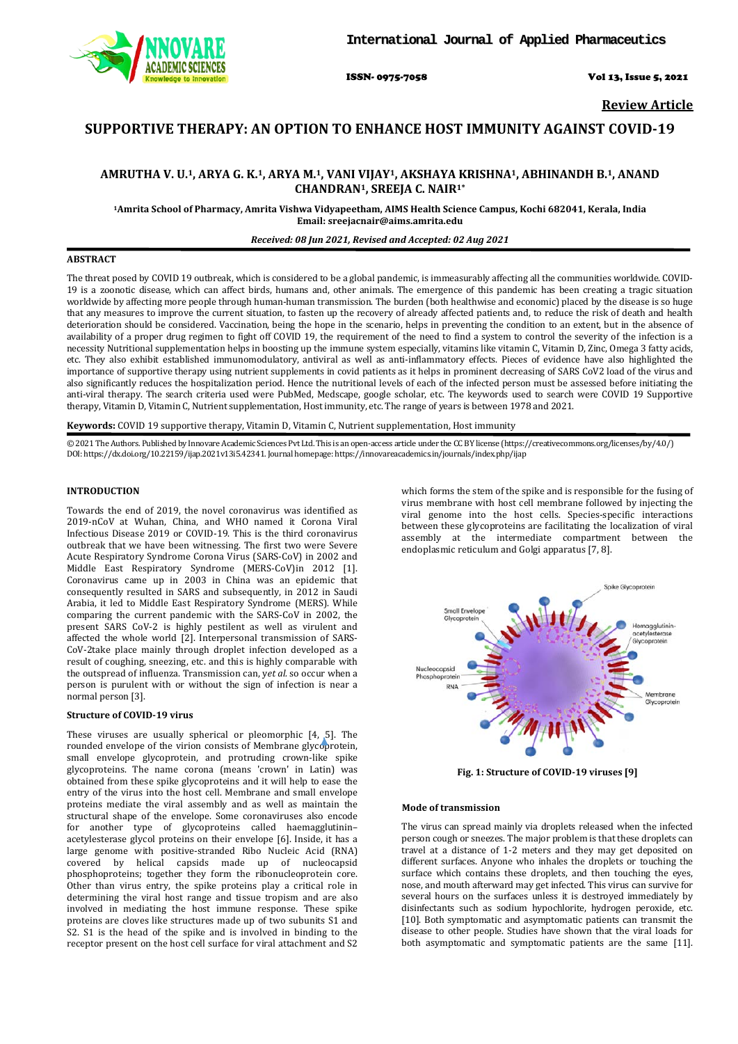**Review Article**

# SUPPORTIVE THERAPY: AN OPTION TO ENHANCE HOST IMMUNITY AGAINST COVID-19

**AMRUTHA V. U.[1], ARYA G. K.[1], ARYA M.[1], VANI VIJAY[1], AKSHAYA KRISHNA[1], ABHINANDH B.[1], ANAND CHANDRAN[1], SREEJA C. NAIR[1*]**

[1]Amrita School of Pharmacy, Amrita Vishwa Vidyapeetham, AIMS Health Science Campus, Kochi 682041, Kerala, India
Email: sreejacnair@aims.amrita.edu

*Received: 08 Jun 2021, Revised and Accepted: 02 Aug 2021*

## ABSTRACT

The threat posed by COVID 19 outbreak, which is considered to be a global pandemic, is immeasurably affecting all the communities worldwide. COVID-19 is a zoonotic disease, which can affect birds, humans and, other animals. The emergence of this pandemic has been creating a tragic situation worldwide by affecting more people through human-human transmission. The burden (both healthwise and economic) placed by the disease is so huge that any measures to improve the current situation, to fasten up the recovery of already affected patients and, to reduce the risk of death and health deterioration should be considered. Vaccination, being the hope in the scenario, helps in preventing the condition to an extent, but in the absence of availability of a proper drug regimen to fight off COVID 19, the requirement of the need to find a system to control the severity of the infection is a necessity Nutritional supplementation helps in boosting up the immune system especially, vitamins like vitamin C, Vitamin D, Zinc, Omega 3 fatty acids, etc. They also exhibit established immunomodulatory, antiviral as well as anti-inflammatory effects. Pieces of evidence have also highlighted the importance of supportive therapy using nutrient supplements in covid patients as it helps in prominent decreasing of SARS CoV2 load of the virus and also significantly reduces the hospitalization period. Hence the nutritional levels of each of the infected person must be assessed before initiating the anti-viral therapy. The search criteria used were PubMed, Medscape, google scholar, etc. The keywords used to search were COVID 19 Supportive therapy, Vitamin D, Vitamin C, Nutrient supplementation, Host immunity, etc. The range of years is between 1978 and 2021.

**Keywords:** COVID 19 supportive therapy, Vitamin D, Vitamin C, Nutrient supplementation, Host immunity

© 2021 The Authors. Published by Innovare Academic Sciences Pvt Ltd. This is an open-access article under the CC BY license (https://creativecommons.org/licenses/by/4.0/) DOI: https://dx.doi.org/10.22159/ijap.2021v13i5.42341. Journal homepage: https://innovareacademics.in/journals/index.php/ijap

## INTRODUCTION

Towards the end of 2019, the novel coronavirus was identified as 2019-nCoV at Wuhan, China, and WHO named it Corona Viral Infectious Disease 2019 or COVID-19. This is the third coronavirus outbreak that we have been witnessing. The first two were Severe Acute Respiratory Syndrome Corona Virus (SARS-CoV) in 2002 and Middle East Respiratory Syndrome (MERS-CoV)in 2012 [1]. Coronavirus came up in 2003 in China was an epidemic that consequently resulted in SARS and subsequently, in 2012 in Saudi Arabia, it led to Middle East Respiratory Syndrome (MERS). While comparing the current pandemic with the SARS-CoV in 2002, the present SARS CoV-2 is highly pestilent as well as virulent and affected the whole world [2]. Interpersonal transmission of SARS-CoV-2take place mainly through droplet infection developed as a result of coughing, sneezing, etc. and this is highly comparable with the outspread of influenza. Transmission can, *yet al.* so occur when a person is purulent with or without the sign of infection is near a normal person [3].

### Structure of COVID-19 virus

These viruses are usually spherical or pleomorphic [4, 5]. The rounded envelope of the virion consists of Membrane glycoprotein, small envelope glycoprotein, and protruding crown-like spike glycoproteins. The name corona (means 'crown' in Latin) was obtained from these spike glycoproteins and it will help to ease the entry of the virus into the host cell. Membrane and small envelope proteins mediate the viral assembly and as well as maintain the structural shape of the envelope. Some coronaviruses also encode for another type of glycoproteins called haemagglutinin–acetylesterase glycol proteins on their envelope [6]. Inside, it has a large genome with positive-stranded Ribo Nucleic Acid (RNA) covered by helical capsids made up of nucleocapsid phosphoproteins; together they form the ribonucleoprotein core. Other than virus entry, the spike proteins play a critical role in determining the viral host range and tissue tropism and are also involved in mediating the host immune response. These spike proteins are cloves like structures made up of two subunits S1 and S2. S1 is the head of the spike and is involved in binding to the receptor present on the host cell surface for viral attachment and S2 which forms the stem of the spike and is responsible for the fusing of virus membrane with host cell membrane followed by injecting the viral genome into the host cells. Species-specific interactions between these glycoproteins are facilitating the localization of viral assembly at the intermediate compartment between the endoplasmic reticulum and Golgi apparatus [7, 8].

**Fig. 1: Structure of COVID-19 viruses [9]**

### Mode of transmission

The virus can spread mainly via droplets released when the infected person cough or sneezes. The major problem is that these droplets can travel at a distance of 1-2 meters and they may get deposited on different surfaces. Anyone who inhales the droplets or touching the surface which contains these droplets, and then touching the eyes, nose, and mouth afterward may get infected. This virus can survive for several hours on the surfaces unless it is destroyed immediately by disinfectants such as sodium hypochlorite, hydrogen peroxide, etc. [10]. Both symptomatic and asymptomatic patients can transmit the disease to other people. Studies have shown that the viral loads for both asymptomatic and symptomatic patients are the same [11].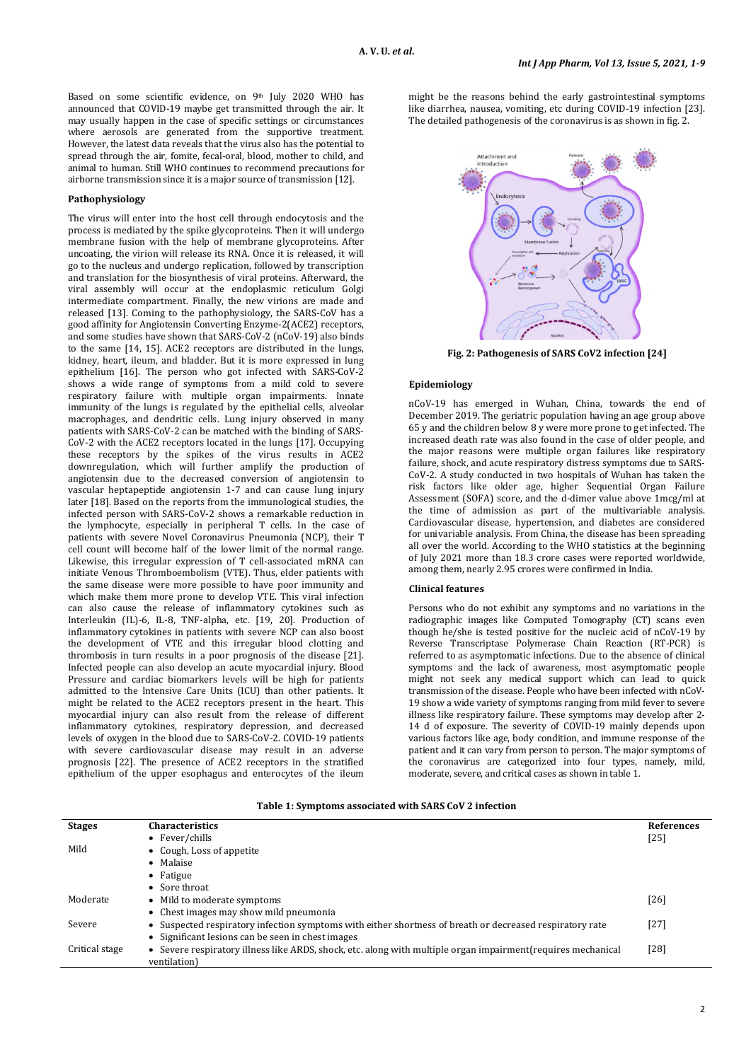Based on some scientific evidence, on 9th July 2020 WHO has announced that COVID-19 maybe get transmitted through the air. It may usually happen in the case of specific settings or circumstances where aerosols are generated from the supportive treatment. However, the latest data reveals that the virus also has the potential to spread through the air, fomite, fecal-oral, blood, mother to child, and animal to human. Still WHO continues to recommend precautions for airborne transmission since it is a major source of transmission [12].

### Pathophysiology

The virus will enter into the host cell through endocytosis and the process is mediated by the spike glycoproteins. Then it will undergo membrane fusion with the help of membrane glycoproteins. After uncoating, the virion will release its RNA. Once it is released, it will go to the nucleus and undergo replication, followed by transcription and translation for the biosynthesis of viral proteins. Afterward, the viral assembly will occur at the endoplasmic reticulum Golgi intermediate compartment. Finally, the new virions are made and released [13]. Coming to the pathophysiology, the SARS-CoV has a good affinity for Angiotensin Converting Enzyme-2(ACE2) receptors, and some studies have shown that SARS-CoV-2 (nCoV-19) also binds to the same [14, 15]. ACE2 receptors are distributed in the lungs, kidney, heart, ileum, and bladder. But it is more expressed in lung epithelium [16]. The person who got infected with SARS-CoV-2 shows a wide range of symptoms from a mild cold to severe respiratory failure with multiple organ impairments. Innate immunity of the lungs is regulated by the epithelial cells, alveolar macrophages, and dendritic cells. Lung injury observed in many patients with SARS-CoV-2 can be matched with the binding of SARS-CoV-2 with the ACE2 receptors located in the lungs [17]. Occupying these receptors by the spikes of the virus results in ACE2 downregulation, which will further amplify the production of angiotensin due to the decreased conversion of angiotensin to vascular heptapeptide angiotensin 1-7 and can cause lung injury later [18]. Based on the reports from the immunological studies, the infected person with SARS-CoV-2 shows a remarkable reduction in the lymphocyte, especially in peripheral T cells. In the case of patients with severe Novel Coronavirus Pneumonia (NCP), their T cell count will become half of the lower limit of the normal range. Likewise, this irregular expression of T cell-associated mRNA can initiate Venous Thromboembolism (VTE). Thus, elder patients with the same disease were more possible to have poor immunity and which make them more prone to develop VTE. This viral infection can also cause the release of inflammatory cytokines such as Interleukin (IL)-6, IL-8, TNF-alpha, etc. [19, 20]. Production of inflammatory cytokines in patients with severe NCP can also boost the development of VTE and this irregular blood clotting and thrombosis in turn results in a poor prognosis of the disease [21]. Infected people can also develop an acute myocardial injury. Blood Pressure and cardiac biomarkers levels will be high for patients admitted to the Intensive Care Units (ICU) than other patients. It might be related to the ACE2 receptors present in the heart. This myocardial injury can also result from the release of different inflammatory cytokines, respiratory depression, and decreased levels of oxygen in the blood due to SARS-CoV-2. COVID-19 patients with severe cardiovascular disease may result in an adverse prognosis [22]. The presence of ACE2 receptors in the stratified epithelium of the upper esophagus and enterocytes of the ileum might be the reasons behind the early gastrointestinal symptoms like diarrhea, nausea, vomiting, etc during COVID-19 infection [23]. The detailed pathogenesis of the coronavirus is as shown in fig. 2.

**Fig. 2: Pathogenesis of SARS CoV2 infection [24]**

### Epidemiology

nCoV-19 has emerged in Wuhan, China, towards the end of December 2019. The geriatric population having an age group above 65 y and the children below 8 y were more prone to get infected. The increased death rate was also found in the case of older people, and the major reasons were multiple organ failures like respiratory failure, shock, and acute respiratory distress symptoms due to SARS-CoV-2. A study conducted in two hospitals of Wuhan has taken the risk factors like older age, higher Sequential Organ Failure Assessment (SOFA) score, and the d-dimer value above 1mcg/ml at the time of admission as part of the multivariable analysis. Cardiovascular disease, hypertension, and diabetes are considered for univariable analysis. From China, the disease has been spreading all over the world. According to the WHO statistics at the beginning of July 2021 more than 18.3 crore cases were reported worldwide, among them, nearly 2.95 crores were confirmed in India.

### Clinical features

Persons who do not exhibit any symptoms and no variations in the radiographic images like Computed Tomography (CT) scans even though he/she is tested positive for the nucleic acid of nCoV-19 by Reverse Transcriptase Polymerase Chain Reaction (RT-PCR) is referred to as asymptomatic infections. Due to the absence of clinical symptoms and the lack of awareness, most asymptomatic people might not seek any medical support which can lead to quick transmission of the disease. People who have been infected with nCoV-19 show a wide variety of symptoms ranging from mild fever to severe illness like respiratory failure. These symptoms may develop after 2-14 d of exposure. The severity of COVID-19 mainly depends upon various factors like age, body condition, and immune response of the patient and it can vary from person to person. The major symptoms of the coronavirus are categorized into four types, namely, mild, moderate, severe, and critical cases as shown in table 1.

**Table 1: Symptoms associated with SARS CoV 2 infection**

| Stages | Characteristics | References |
|---|---|---|
| Mild | • Fever/chills<br>• Cough, Loss of appetite<br>• Malaise<br>• Fatigue<br>• Sore throat | [25] |
| Moderate | • Mild to moderate symptoms<br>• Chest images may show mild pneumonia | [26] |
| Severe | • Suspected respiratory infection symptoms with either shortness of breath or decreased respiratory rate<br>• Significant lesions can be seen in chest images | [27] |
| Critical stage | • Severe respiratory illness like ARDS, shock, etc. along with multiple organ impairment(requires mechanical ventilation) | [28] |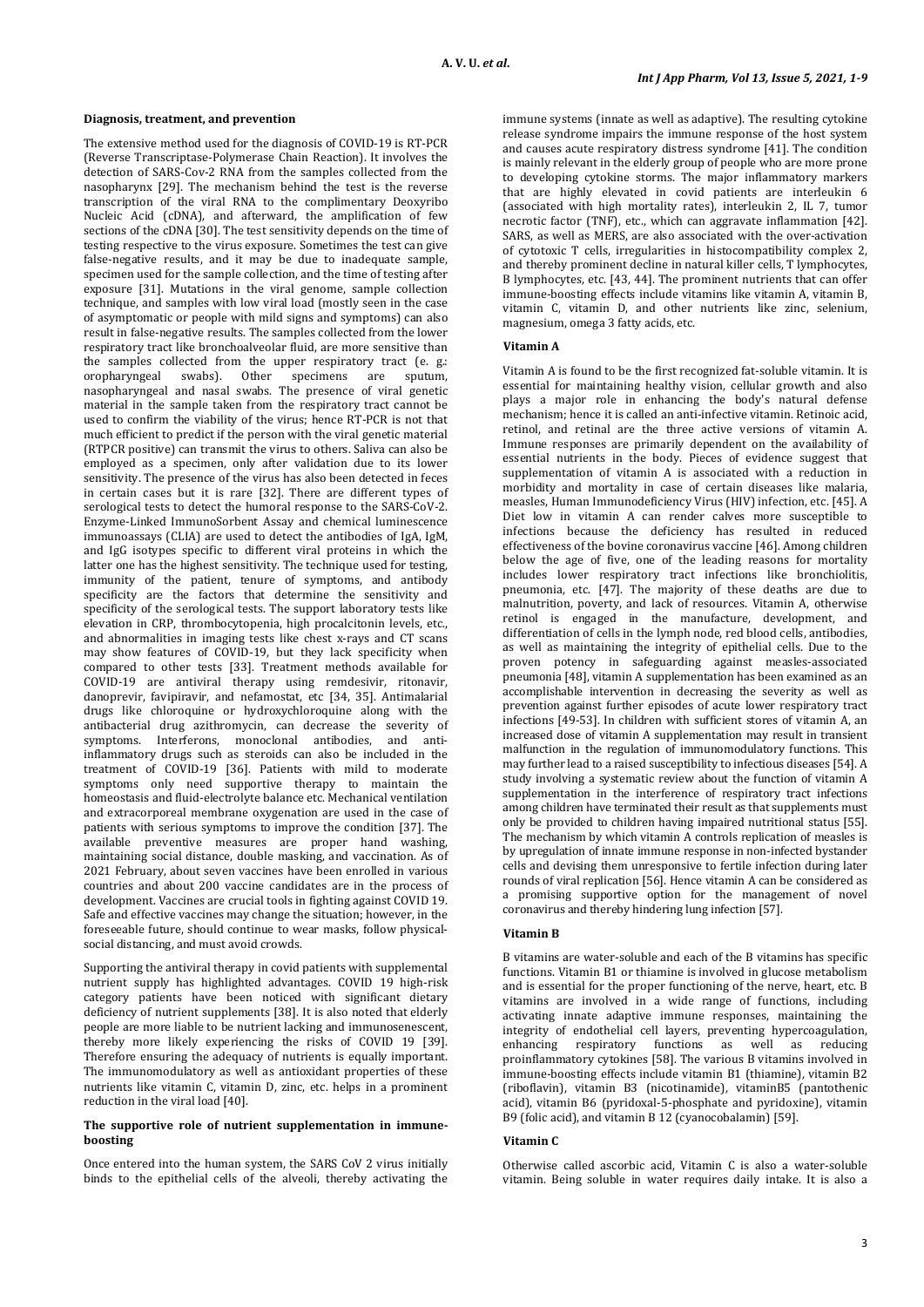### Diagnosis, treatment, and prevention

The extensive method used for the diagnosis of COVID-19 is RT-PCR (Reverse Transcriptase-Polymerase Chain Reaction). It involves the detection of SARS-Cov-2 RNA from the samples collected from the nasopharynx [29]. The mechanism behind the test is the reverse transcription of the viral RNA to the complimentary Deoxyribo Nucleic Acid (cDNA), and afterward, the amplification of few sections of the cDNA [30]. The test sensitivity depends on the time of testing respective to the virus exposure. Sometimes the test can give false-negative results, and it may be due to inadequate sample, specimen used for the sample collection, and the time of testing after exposure [31]. Mutations in the viral genome, sample collection technique, and samples with low viral load (mostly seen in the case of asymptomatic or people with mild signs and symptoms) can also result in false-negative results. The samples collected from the lower respiratory tract like bronchoalveolar fluid, are more sensitive than the samples collected from the upper respiratory tract (e. g.: oropharyngeal swabs). Other specimens are sputum, nasopharyngeal and nasal swabs. The presence of viral genetic material in the sample taken from the respiratory tract cannot be used to confirm the viability of the virus; hence RT-PCR is not that much efficient to predict if the person with the viral genetic material (RTPCR positive) can transmit the virus to others. Saliva can also be employed as a specimen, only after validation due to its lower sensitivity. The presence of the virus has also been detected in feces in certain cases but it is rare [32]. There are different types of serological tests to detect the humoral response to the SARS-CoV-2. Enzyme-Linked ImmunoSorbent Assay and chemical luminescence immunoassays (CLIA) are used to detect the antibodies of IgA, IgM, and IgG isotypes specific to different viral proteins in which the latter one has the highest sensitivity. The technique used for testing, immunity of the patient, tenure of symptoms, and antibody specificity are the factors that determine the sensitivity and specificity of the serological tests. The support laboratory tests like elevation in CRP, thrombocytopenia, high procalcitonin levels, etc., and abnormalities in imaging tests like chest x-rays and CT scans may show features of COVID-19, but they lack specificity when compared to other tests [33]. Treatment methods available for COVID-19 are antiviral therapy using remdesivir, ritonavir, danoprevir, favipiravir, and nefamostat, etc [34, 35]. Antimalarial drugs like chloroquine or hydroxychloroquine along with the antibacterial drug azithromycin, can decrease the severity of symptoms. Interferons, monoclonal antibodies, and anti-inflammatory drugs such as steroids can also be included in the treatment of COVID-19 [36]. Patients with mild to moderate symptoms only need supportive therapy to maintain the homeostasis and fluid-electrolyte balance etc. Mechanical ventilation and extracorporeal membrane oxygenation are used in the case of patients with serious symptoms to improve the condition [37]. The available preventive measures are proper hand washing, maintaining social distance, double masking, and vaccination. As of 2021 February, about seven vaccines have been enrolled in various countries and about 200 vaccine candidates are in the process of development. Vaccines are crucial tools in fighting against COVID 19. Safe and effective vaccines may change the situation; however, in the foreseeable future, should continue to wear masks, follow physical-social distancing, and must avoid crowds.

Supporting the antiviral therapy in covid patients with supplemental nutrient supply has highlighted advantages. COVID 19 high-risk category patients have been noticed with significant dietary deficiency of nutrient supplements [38]. It is also noted that elderly people are more liable to be nutrient lacking and immunosenescent, thereby more likely experiencing the risks of COVID 19 [39]. Therefore ensuring the adequacy of nutrients is equally important. The immunomodulatory as well as antioxidant properties of these nutrients like vitamin C, vitamin D, zinc, etc. helps in a prominent reduction in the viral load [40].

### The supportive role of nutrient supplementation in immune-boosting

Once entered into the human system, the SARS CoV 2 virus initially binds to the epithelial cells of the alveoli, thereby activating the immune systems (innate as well as adaptive). The resulting cytokine release syndrome impairs the immune response of the host system and causes acute respiratory distress syndrome [41]. The condition is mainly relevant in the elderly group of people who are more prone to developing cytokine storms. The major inflammatory markers that are highly elevated in covid patients are interleukin 6 (associated with high mortality rates), interleukin 2, IL 7, tumor necrotic factor (TNF), etc., which can aggravate inflammation [42]. SARS, as well as MERS, are also associated with the over-activation of cytotoxic T cells, irregularities in histocompatibility complex 2, and thereby prominent decline in natural killer cells, T lymphocytes, B lymphocytes, etc. [43, 44]. The prominent nutrients that can offer immune-boosting effects include vitamins like vitamin A, vitamin B, vitamin C, vitamin D, and other nutrients like zinc, selenium, magnesium, omega 3 fatty acids, etc.

### Vitamin A

Vitamin A is found to be the first recognized fat-soluble vitamin. It is essential for maintaining healthy vision, cellular growth and also plays a major role in enhancing the body's natural defense mechanism; hence it is called an anti-infective vitamin. Retinoic acid, retinol, and retinal are the three active versions of vitamin A. Immune responses are primarily dependent on the availability of essential nutrients in the body. Pieces of evidence suggest that supplementation of vitamin A is associated with a reduction in morbidity and mortality in case of certain diseases like malaria, measles, Human Immunodeficiency Virus (HIV) infection, etc. [45]. A Diet low in vitamin A can render calves more susceptible to infections because the deficiency has resulted in reduced effectiveness of the bovine coronavirus vaccine [46]. Among children below the age of five, one of the leading reasons for mortality includes lower respiratory tract infections like bronchiolitis, pneumonia, etc. [47]. The majority of these deaths are due to malnutrition, poverty, and lack of resources. Vitamin A, otherwise retinol is engaged in the manufacture, development, and differentiation of cells in the lymph node, red blood cells, antibodies, as well as maintaining the integrity of epithelial cells. Due to the proven potency in safeguarding against measles-associated pneumonia [48], vitamin A supplementation has been examined as an accomplishable intervention in decreasing the severity as well as prevention against further episodes of acute lower respiratory tract infections [49-53]. In children with sufficient stores of vitamin A, an increased dose of vitamin A supplementation may result in transient malfunction in the regulation of immunomodulatory functions. This may further lead to a raised susceptibility to infectious diseases [54]. A study involving a systematic review about the function of vitamin A supplementation in the interference of respiratory tract infections among children have terminated their result as that supplements must only be provided to children having impaired nutritional status [55]. The mechanism by which vitamin A controls replication of measles is by upregulation of innate immune response in non-infected bystander cells and devising them unresponsive to fertile infection during later rounds of viral replication [56]. Hence vitamin A can be considered as a promising supportive option for the management of novel coronavirus and thereby hindering lung infection [57].

### Vitamin B

B vitamins are water-soluble and each of the B vitamins has specific functions. Vitamin B1 or thiamine is involved in glucose metabolism and is essential for the proper functioning of the nerve, heart, etc. B vitamins are involved in a wide range of functions, including activating innate adaptive immune responses, maintaining the integrity of endothelial cell layers, preventing hypercoagulation, enhancing respiratory functions as well as reducing proinflammatory cytokines [58]. The various B vitamins involved in immune-boosting effects include vitamin B1 (thiamine), vitamin B2 (riboflavin), vitamin B3 (nicotinamide), vitaminB5 (pantothenic acid), vitamin B6 (pyridoxal-5-phosphate and pyridoxine), vitamin B9 (folic acid), and vitamin B 12 (cyanocobalamin) [59].

### Vitamin C

Otherwise called ascorbic acid, Vitamin C is also a water-soluble vitamin. Being soluble in water requires daily intake. It is also a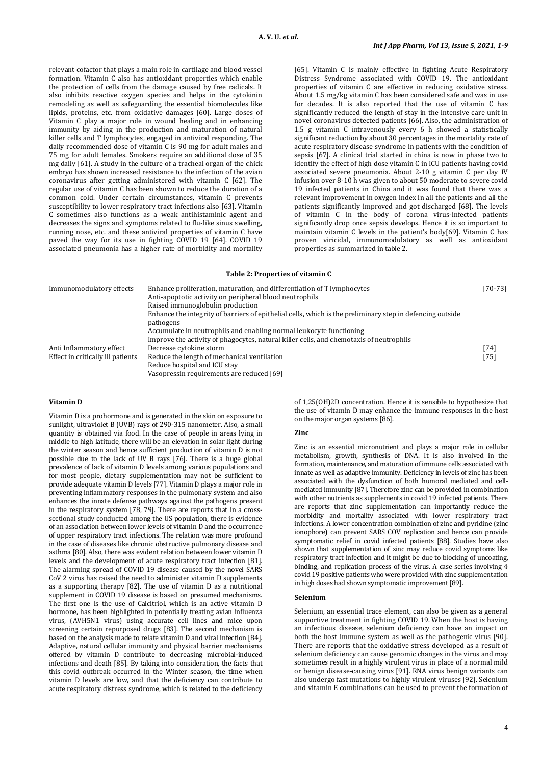relevant cofactor that plays a main role in cartilage and blood vessel formation. Vitamin C also has antioxidant properties which enable the protection of cells from the damage caused by free radicals. It also inhibits reactive oxygen species and helps in the cytokinin remodeling as well as safeguarding the essential biomolecules like lipids, proteins, etc. from oxidative damages [60]. Large doses of Vitamin C play a major role in wound healing and in enhancing immunity by aiding in the production and maturation of natural killer cells and T lymphocytes, engaged in antiviral responding. The daily recommended dose of vitamin C is 90 mg for adult males and 75 mg for adult females. Smokers require an additional dose of 35 mg daily [61]. A study in the culture of a tracheal organ of the chick embryo has shown increased resistance to the infection of the avian coronavirus after getting administered with vitamin C [62]. The regular use of vitamin C has been shown to reduce the duration of a common cold. Under certain circumstances, vitamin C prevents susceptibility to lower respiratory tract infections also [63]. Vitamin C sometimes also functions as a weak antihistaminic agent and decreases the signs and symptoms related to flu-like sinus swelling, running nose, etc. and these antiviral properties of vitamin C have paved the way for its use in fighting COVID 19 [64]. COVID 19 associated pneumonia has a higher rate of morbidity and mortality [65]. Vitamin C is mainly effective in fighting Acute Respiratory Distress Syndrome associated with COVID 19. The antioxidant properties of vitamin C are effective in reducing oxidative stress. About 1.5 mg/kg vitamin C has been considered safe and was in use for decades. It is also reported that the use of vitamin C has significantly reduced the length of stay in the intensive care unit in novel coronavirus detected patients [66]. Also, the administration of 1.5 g vitamin C intravenously every 6 h showed a statistically significant reduction by about 30 percentages in the mortality rate of acute respiratory disease syndrome in patients with the condition of sepsis [67]. A clinical trial started in china is now in phase two to identify the effect of high dose vitamin C in ICU patients having covid associated severe pneumonia. About 2-10 g vitamin C per day IV infusion over 8-10 h was given to about 50 moderate to severe covid 19 infected patients in China and it was found that there was a relevant improvement in oxygen index in all the patients and all the patients significantly improved and got discharged [68]. The levels of vitamin C in the body of corona virus-infected patients significantly drop once sepsis develops. Hence it is so important to maintain vitamin C levels in the patient's body[69]. Vitamin C has proven viricidal, immunomodulatory as well as antioxidant properties as summarized in table 2.

**Table 2: Properties of vitamin C**

| | | |
|---|---|---|
| Immunomodulatory effects | Enhance proliferation, maturation, and differentiation of T lymphocytes<br>Anti-apoptotic activity on peripheral blood neutrophils<br>Raised immunoglobulin production<br>Enhance the integrity of barriers of epithelial cells, which is the preliminary step in defencing outside pathogens<br>Accumulate in neutrophils and enabling normal leukocyte functioning<br>Improve the activity of phagocytes, natural killer cells, and chemotaxis of neutrophils | [70-73] |
| Anti Inflammatory effect | Decrease cytokine storm | [74] |
| Effect in critically ill patients | Reduce the length of mechanical ventilation<br>Reduce hospital and ICU stay<br>Vasopressin requirements are reduced [69] | [75] |

**Vitamin D**

Vitamin D is a prohormone and is generated in the skin on exposure to sunlight, ultraviolet B (UVB) rays of 290-315 nanometer. Also, a small quantity is obtained via food. In the case of people in areas lying in middle to high latitude, there will be an elevation in solar light during the winter season and hence sufficient production of vitamin D is not possible due to the lack of UV B rays [76]. There is a huge global prevalence of lack of vitamin D levels among various populations and for most people, dietary supplementation may not be sufficient to provide adequate vitamin D levels [77]. Vitamin D plays a major role in preventing inflammatory responses in the pulmonary system and also enhances the innate defense pathways against the pathogens present in the respiratory system [78, 79]. There are reports that in a cross-sectional study conducted among the US population, there is evidence of an association between lower levels of vitamin D and the occurrence of upper respiratory tract infections. The relation was more profound in the case of diseases like chronic obstructive pulmonary disease and asthma [80]. Also, there was evident relation between lower vitamin D levels and the development of acute respiratory tract infection [81]. The alarming spread of COVID 19 disease caused by the novel SARS CoV 2 virus has raised the need to administer vitamin D supplements as a supporting therapy [82]. The use of vitamin D as a nutritional supplement in COVID 19 disease is based on presumed mechanisms. The first one is the use of Calcitriol, which is an active vitamin D hormone, has been highlighted in potentially treating avian influenza virus, (AVH5N1 virus) using accurate cell lines and mice upon screening certain repurposed drugs [83]. The second mechanism is based on the analysis made to relate vitamin D and viral infection [84]. Adaptive, natural cellular immunity and physical barrier mechanisms offered by vitamin D contribute to decreasing microbial-induced infections and death [85]. By taking into consideration, the facts that this covid outbreak occurred in the Winter season, the time when vitamin D levels are low, and that the deficiency can contribute to acute respiratory distress syndrome, which is related to the deficiency of 1,25(OH)2D concentration. Hence it is sensible to hypothesize that the use of vitamin D may enhance the immune responses in the host on the major organ systems [86].

**Zinc**

Zinc is an essential micronutrient and plays a major role in cellular metabolism, growth, synthesis of DNA. It is also involved in the formation, maintenance, and maturation of immune cells associated with innate as well as adaptive immunity. Deficiency in levels of zinc has been associated with the dysfunction of both humoral mediated and cell-mediated immunity [87]. Therefore zinc can be provided in combination with other nutrients as supplements in covid 19 infected patients. There are reports that zinc supplementation can importantly reduce the morbidity and mortality associated with lower respiratory tract infections. A lower concentration combination of zinc and pyridine (zinc ionophore) can prevent SARS COV replication and hence can provide symptomatic relief in covid infected patients [88]. Studies have also shown that supplementation of zinc may reduce covid symptoms like respiratory tract infection and it might be due to blocking of uncoating, binding, and replication process of the virus. A case series involving 4 covid 19 positive patients who were provided with zinc supplementation in high doses had shown symptomatic improvement [89].

**Selenium**

Selenium, an essential trace element, can also be given as a general supportive treatment in fighting COVID 19. When the host is having an infectious disease, selenium deficiency can have an impact on both the host immune system as well as the pathogenic virus [90]. There are reports that the oxidative stress developed as a result of selenium deficiency can cause genomic changes in the virus and may sometimes result in a highly virulent virus in place of a normal mild or benign disease-causing virus [91]. RNA virus benign variants can also undergo fast mutations to highly virulent viruses [92]. Selenium and vitamin E combinations can be used to prevent the formation of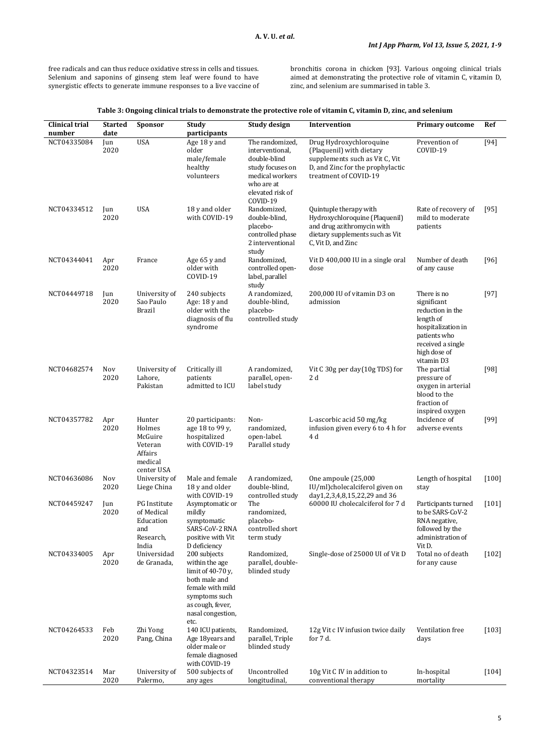free radicals and can thus reduce oxidative stress in cells and tissues. Selenium and saponins of ginseng stem leaf were found to have synergistic effects to generate immune responses to a live vaccine of bronchitis corona in chicken [93]. Various ongoing clinical trials aimed at demonstrating the protective role of vitamin C, vitamin D, zinc, and selenium are summarised in table 3.

**Table 3: Ongoing clinical trials to demonstrate the protective role of vitamin C, vitamin D, zinc, and selenium**

| Clinical trial number | Started date | Sponsor | Study participants | Study design | Intervention | Primary outcome | Ref |
|---|---|---|---|---|---|---|---|
| NCT04335084 | Jun 2020 | USA | Age 18 y and older male/female healthy volunteers | The randomized, interventional, double-blind study focuses on medical workers who are at elevated risk of COVID-19 | Drug Hydroxychloroquine (Plaquenil) with dietary supplements such as Vit C, Vit D, and Zinc for the prophylactic treatment of COVID-19 | Prevention of COVID-19 | [94] |
| NCT04334512 | Jun 2020 | USA | 18 y and older with COVID-19 | Randomized, double-blind, placebo-controlled phase 2 interventional study | Quintuple therapy with Hydroxychloroquine (Plaquenil) and drug azithromycin with dietary supplements such as Vit C, Vit D, and Zinc | Rate of recovery of mild to moderate patients | [95] |
| NCT04344041 | Apr 2020 | France | Age 65 y and older with COVID-19 | Randomized, controlled open-label, parallel study | Vit D 400,000 IU in a single oral dose | Number of death of any cause | [96] |
| NCT04449718 | Jun 2020 | University of Sao Paulo Brazil | 240 subjects Age: 18 y and older with the diagnosis of flu syndrome | A randomized, double-blind, placebo-controlled study | 200,000 IU of vitamin D3 on admission | There is no significant reduction in the length of hospitalization in patients who received a single high dose of vitamin D3 | [97] |
| NCT04682574 | Nov 2020 | University of Lahore, Pakistan | Critically ill patients admitted to ICU | A randomized, parallel, open-label study | Vit C 30g per day(10g TDS) for 2 d | The partial pressure of oxygen in arterial blood to the fraction of inspired oxygen | [98] |
| NCT04357782 | Apr 2020 | Hunter Holmes McGuire Veteran Affairs medical center USA | 20 participants: age 18 to 99 y, hospitalized with COVID-19 | Non-randomized, open-label. Parallel study | L-ascorbic acid 50 mg/kg infusion given every 6 to 4 h for 4 d | Incidence of adverse events | [99] |
| NCT04636086 | Nov 2020 | University of Liege China | Male and female 18 y and older with COVID-19 | A randomized, double-blind, controlled study | One ampoule (25,000 IU/ml)cholecalciferol given on day1,2,3,4,8,15,22,29 and 36 | Length of hospital stay | [100] |
| NCT04459247 | Jun 2020 | PG Institute of Medical Education and Research, India | Asymptomatic or mildly symptomatic SARS-CoV-2 RNA positive with Vit D deficiency | The randomized, placebo-controlled short term study | 60000 IU cholecalciferol for 7 d | Participants turned to be SARS-CoV-2 RNA negative, followed by the administration of Vit D. | [101] |
| NCT04334005 | Apr 2020 | Universidad de Granada, | 200 subjects within the age limit of 40-70 y, both male and female with mild symptoms such as cough, fever, nasal congestion, etc. | Randomized, parallel, double-blinded study | Single-dose of 25000 UI of Vit D | Total no of death for any cause | [102] |
| NCT04264533 | Feb 2020 | Zhi Yong Pang, China | 140 ICU patients, Age 18years and older male or female diagnosed with COVID-19 | Randomized, parallel, Triple blinded study | 12g Vit c IV infusion twice daily for 7 d. | Ventilation free days | [103] |
| NCT04323514 | Mar 2020 | University of Palermo, | 500 subjects of any ages | Uncontrolled longitudinal, | 10g Vit C IV in addition to conventional therapy | In-hospital mortality | [104] |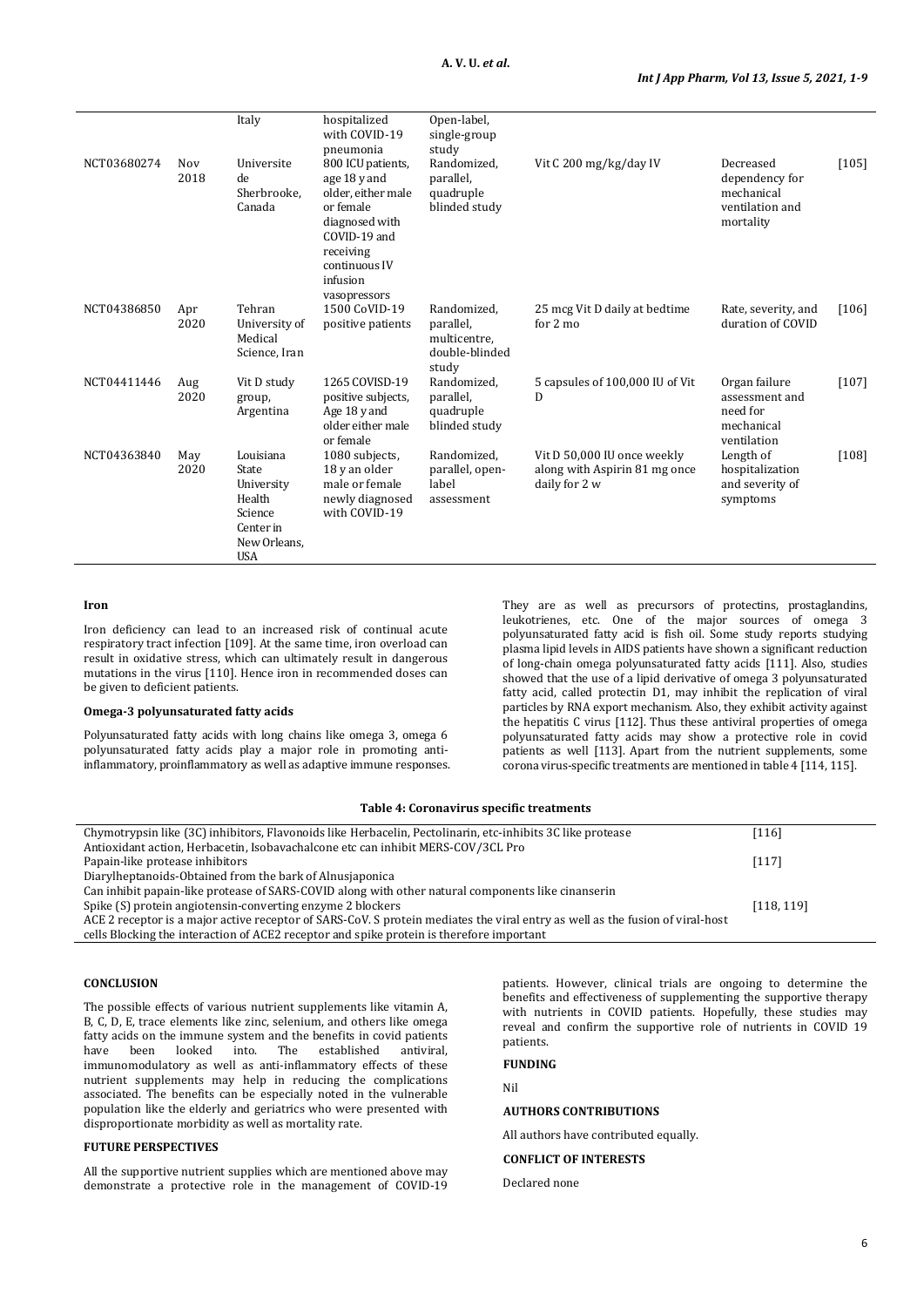|  |  | Italy | hospitalized with COVID-19 pneumonia | Open-label, single-group study |  |  |  |
|---|---|---|---|---|---|---|---|
| NCT03680274 | Nov 2018 | Universite de Sherbrooke, Canada | 800 ICU patients, age 18 y and older, either male or female diagnosed with COVID-19 and receiving continuous IV infusion vasopressors | Randomized, parallel, quadruple blinded study | Vit C 200 mg/kg/day IV | Decreased dependency for mechanical ventilation and mortality | [105] |
| NCT04386850 | Apr 2020 | Tehran University of Medical Science, Iran | 1500 CoVID-19 positive patients | Randomized, parallel, multicentre, double-blinded study | 25 mcg Vit D daily at bedtime for 2 mo | Rate, severity, and duration of COVID | [106] |
| NCT04411446 | Aug 2020 | Vit D study group, Argentina | 1265 COVISD-19 positive subjects, Age 18 y and older either male or female | Randomized, parallel, quadruple blinded study | 5 capsules of 100,000 IU of Vit D | Organ failure assessment and need for mechanical ventilation | [107] |
| NCT04363840 | May 2020 | Louisiana State University Health Science Center in New Orleans, USA | 1080 subjects, 18 y an older male or female newly diagnosed with COVID-19 | Randomized, parallel, open-label assessment | Vit D 50,000 IU once weekly along with Aspirin 81 mg once daily for 2 w | Length of hospitalization and severity of symptoms | [108] |

**Iron**

Iron deficiency can lead to an increased risk of continual acute respiratory tract infection [109]. At the same time, iron overload can result in oxidative stress, which can ultimately result in dangerous mutations in the virus [110]. Hence iron in recommended doses can be given to deficient patients.

**Omega-3 polyunsaturated fatty acids**

Polyunsaturated fatty acids with long chains like omega 3, omega 6 polyunsaturated fatty acids play a major role in promoting anti-inflammatory, proinflammatory as well as adaptive immune responses. They are as well as precursors of protectins, prostaglandins, leukotrienes, etc. One of the major sources of omega 3 polyunsaturated fatty acid is fish oil. Some study reports studying plasma lipid levels in AIDS patients have shown a significant reduction of long-chain omega polyunsaturated fatty acids [111]. Also, studies showed that the use of a lipid derivative of omega 3 polyunsaturated fatty acid, called protectin D1, may inhibit the replication of viral particles by RNA export mechanism. Also, they exhibit activity against the hepatitis C virus [112]. Thus these antiviral properties of omega polyunsaturated fatty acids may show a protective role in covid patients as well [113]. Apart from the nutrient supplements, some corona virus-specific treatments are mentioned in table 4 [114, 115].

**Table 4: Coronavirus specific treatments**

| | |
|---|---|
| Chymotrypsin like (3C) inhibitors, Flavonoids like Herbacelin, Pectolinarin, etc-inhibits 3C like protease<br>Antioxidant action, Herbacetin, Isobavachalcone etc can inhibit MERS-COV/3CL Pro | [116] |
| Papain-like protease inhibitors<br>Diarylheptanoids-Obtained from the bark of Alnusjaponica<br>Can inhibit papain-like protease of SARS-COVID along with other natural components like cinanserin | [117] |
| Spike (S) protein angiotensin-converting enzyme 2 blockers<br>ACE 2 receptor is a major active receptor of SARS-CoV. S protein mediates the viral entry as well as the fusion of viral-host cells Blocking the interaction of ACE2 receptor and spike protein is therefore important | [118, 119] |

**CONCLUSION**

The possible effects of various nutrient supplements like vitamin A, B, C, D, E, trace elements like zinc, selenium, and others like omega fatty acids on the immune system and the benefits in covid patients have been looked into. The established antiviral, immunomodulatory as well as anti-inflammatory effects of these nutrient supplements may help in reducing the complications associated. The benefits can be especially noted in the vulnerable population like the elderly and geriatrics who were presented with disproportionate morbidity as well as mortality rate.

**FUTURE PERSPECTIVES**

All the supportive nutrient supplies which are mentioned above may demonstrate a protective role in the management of COVID-19 patients. However, clinical trials are ongoing to determine the benefits and effectiveness of supplementing the supportive therapy with nutrients in COVID patients. Hopefully, these studies may reveal and confirm the supportive role of nutrients in COVID 19 patients.

**FUNDING**

Nil

**AUTHORS CONTRIBUTIONS**

All authors have contributed equally.

**CONFLICT OF INTERESTS**

Declared none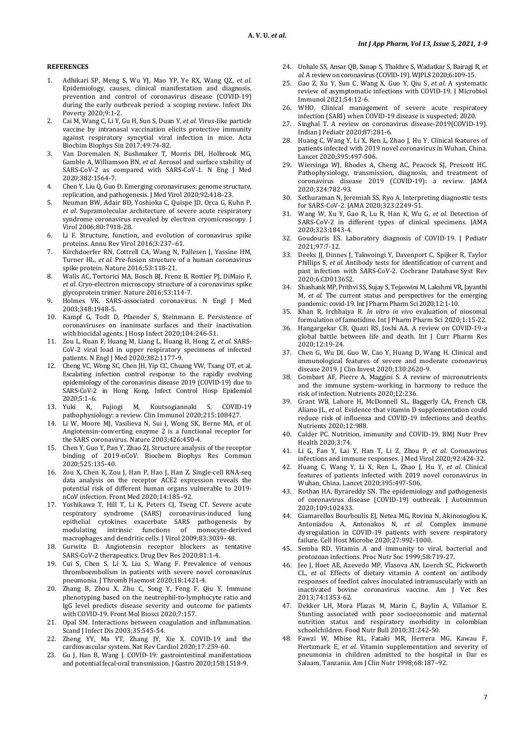## REFERENCES

1. Adhikari SP, Meng S, Wu YJ, Mao YP, Ye RX, Wang QZ, *et al.* Epidemiology, causes, clinical manifestation and diagnosis, prevention and control of coronavirus disease (COVID-19) during the early outbreak period: a scoping review. Infect Dis Poverty 2020;9:1-2.
2. Cai M, Wang C, Li Y, Gu H, Sun S, Duan Y, *et al.* Virus-like particle vaccine by intranasal vaccination elicits protective immunity against respiratory syncytial viral infection in mice. Acta Biochim Biophys Sin 2017;49:74-82.
3. Van Doremalen N, Bushmaker T, Morris DH, Holbrook MG, Gamble A, Williamson BN, *et al.* Aerosol and surface stability of SARS-CoV-2 as compared with SARS-CoV-1. N Eng J Med 2020;382:1564-7.
4. Chen Y, Liu Q, Guo D. Emerging coronaviruses: genome structure, replication, and pathogenesis. J Med Virol 2020;92:418–23.
5. Neuman BW, Adair BD, Yoshioka C, Quispe JD, Orca G, Kuhn P, *et al*. Supramolecular architecture of severe acute respiratory syndrome coronavirus revealed by electron cryomicroscopy. J Virol 2006;80:7918-28.
6. Li F. Structure, function, and evolution of coronavirus spike proteins. Annu Rev Virol 2016;3:237–61.
7. Kirchdoerfer RN, Cottrell CA, Wang N, Pallesen J, Yassine HM, Turner HL, *et al.* Pre-fusion structure of a human coronavirus spike protein. Nature 2016;53:118-21.
8. Walls AC, Tortorici MA, Bosch BJ, Frenz B, Rottier PJ, DiMaio F, *et al*. Cryo-electron microscopy structure of a coronavirus spike glycoprotein trimer. Nature 2016;53:114-7.
9. Holmes VK. SARS-associated coronavirus. N Engl J Med 2003;348:1948-5.
10. Kampf G, Todt D, Pfaender S, Steinmann E. Persistence of coronaviruses on inanimate surfaces and their inactivation with biocidal agents. J Hosp Infect 2020;104:246-51.
11. Zou L, Ruan F, Huang M, Liang L, Huang H, Hong Z, *et al.* SARS-CoV-2 viral load in upper respiratory specimens of infected patients. N Engl J Med 2020;382:1177-9.
12. Cheng VC, Wong SC, Chen JH, Yip CC, Chuang VW, Tsang OT, et al. Escalating infection control response to the rapidly evolving epidemiology of the coronavirus disease 2019 (COVID-19) due to SARS-CoV-2 in Hong Kong. Infect Control Hosp Epidemiol 2020;5:1–6.
13. Yuki K, Fujiogi M, Koutsogiannaki S. COVID-19 pathophysiology: a review. Clin Immunol 2020;215:108427.
14. Li W, Moore MJ, Vasilieva N, Sui J, Wong SK, Berne MA, *et al*. Angiotensin-converting enzyme 2 is a functional receptor for the SARS coronavirus. Nature 2003;426:450-4.
15. Chen Y, Guo Y, Pan Y, Zhao ZJ. Structure analysis of the receptor binding of 2019-nCoV. Biochem Biophys Res Commun 2020;525:135-40.
16. Zou X, Chen K, Zou J, Han P, Hao J, Han Z. Single-cell RNA-seq data analysis on the receptor ACE2 expression reveals the potential risk of different human organs vulnerable to 2019-nCoV infection. Front Med 2020;14:185–92.
17. Yoshikawa T, Hill T, Li K, Peters CJ, Tseng CT. Severe acute respiratory syndrome (SARS) coronavirus-induced lung epithelial cytokines exacerbate SARS pathogenesis by modulating intrinsic functions of monocyte-derived macrophages and dendritic cells. J Virol 2009;83:3039–48.
18. Gurwitz D. Angiotensin receptor blockers as tentative SARS-CoV-2 therapeutics. Drug Dev Res 2020;81:1-4.
19. Cui S, Chen S, Li X, Liu S, Wang F. Prevalence of venous thromboembolism in patients with severe novel coronavirus pneumonia. J Thromb Haemost 2020;18:1421-4.
20. Zhang B, Zhou X, Zhu C, Song Y, Feng F, Qiu Y. Immune phenotyping based on the neutrophil-to-lymphocyte ratio and IgG level predicts disease severity and outcome for patients with COVID-19. Front Mol Biosci 2020;7:157.
21. Opal SM. Interactions between coagulation and inflammation. Scand J Infect Dis 2003;35:545-54.
22. Zheng YY, Ma YT, Zhang JY, Xie X. COVID-19 and the cardiovascular system. Nat Rev Cardiol 2020;17:259-60.
23. Gu J, Han B, Wang J. COVID-19: gastrointestinal manifestations and potential fecal-oral transmission. J Gastro 2020;158:1518-9.
24. Unhale SS, Ansar QB, Sanap S, Thakhre S, Wadatkar S, Bairagi R, *et al.* A review on coronavirus (COVID-19). WJPLS 2020;6:109-15.
25. Gao Z, Xu Y, Sun C, Wang X, Guo Y, Qiu S, *et al.* A systematic review of asymptomatic infections with COVID-19. J Microbiol Immunol 2021;54:12-6.
26. WHO. Clinical management of severe acute respiratory infection (SARI) when COVID-19 disease is suspected; 2020.
27. Singhal T. A review on coronavirus disease-2019(COVID-19). Indian J Pediatr 2020;87:281-6.
28. Huang C, Wang Y, Li X, Ren L, Zhao J, Hu Y. Clinical features of patients infected with 2019 novel coronavirus in Wuhan, China. Lancet 2020;395:497-506.
29. Wiersinga WJ, Rhodes A, Cheng AC, Peacock SJ, Prescott HC. Pathophysiology, transmission, diagnosis, and treatment of coronavirus disease 2019 (COVID-19): a review. JAMA 2020;324:782-93.
30. Sethuraman N, Jeremiah SS, Ryo A. Interpreting diagnostic tests for SARS-CoV-2. JAMA 2020;323:2249-51.
31. Wang W, Xu Y, Gao R, Lu R, Han K, Wu G, *et al.* Detection of SARS-CoV-2 in different types of clinical specimens. JAMA 2020;323:1843-4.
32. Goudouris ES. Laboratory diagnosis of COVID-19. J Pediatr 2021;97:7-12.
33. Deeks JJ, Dinnes J, Takwoingi Y, Davenport C, Spijker R, Taylor Phillips S, *et al.* Antibody tests for identification of current and past infection with SARS-CoV-2. Cochrane Database Syst Rev 2020;6:CD013652.
34. Shashank MP, Prithvi SS, Sujay S, Tejaswini M, Lakshmi VR, Jayanthi M, *et al.* The current status and perspectives for the emerging pandemic: covid-19. Int J Pharm Pharm Sci 2020;12:1-10.
35. Khan R, Irchhaiya R. *In vitro in vivo* evaluation of niosomal formulation of famotidine. Int J Pharm Pharm Sci 2020;1:15-22.
36. Hangargekar CB, Quazi RS, Joshi AA. A review on COVID-19-a global battle between life and death. Int J Curr Pharm Res 2020;12:19-24.
37. Chen G, Wu DI, Guo W, Cao Y, Huang D, Wang H. Clinical and immunological features of severe and moderate coronavirus disease 2019. J Clin Invest 2020;130:2620-9.
38. Gombart AF, Pierre A, Maggini S. A review of micronutrients and the immune system–working in harmony to reduce the risk of infection. Nutrients 2020;12:236.
39. Grant WB, Lahore H, McDonnell SL, Baggerly CA, French CB, Aliano JL, *et al.* Evidence that vitamin D supplementation could reduce risk of influenza and COVID-19 infections and deaths. Nutrients 2020;12:988.
40. Calder PC. Nutrition, immunity and COVID-19. BMJ Nutr Prev Health 2020;3:74.
41. Li G, Fan Y, Lai Y, Han T, Li Z, Zhou P, *et al.* Coronavirus infections and immune responses. J Med Virol 2020;92:424-32.
42. Huang C, Wang Y, Li X, Ren L, Zhao J, Hu Y, *et al.* Clinical features of patients infected with 2019 novel coronavirus in Wuhan, China. Lancet 2020;395:497-506.
43. Rothan HA, Byrareddy SN. The epidemiology and pathogenesis of coronavirus disease (COVID-19) outbreak. J Autoimmun 2020;109:102433.
44. Giamarellos Bourboulis EJ, Netea MG, Rovina N, Akinosoglou K, Antoniadou A, Antonakos N, *et al.* Complex immune dysregulation in COVID-19 patients with severe respiratory failure. Cell Host Microbe 2020;27:992-1000.
45. Semba RD. Vitamin A and immunity to viral, bacterial and protozoan infections. Proc Nutr Soc 1999;58:719-27.
46. Jee J, Hoet AE, Azevedo MP, Vlasova AN, Loerch SC, Pickworth CL, *et al.* Effects of dietary vitamin A content on antibody responses of feedlot calves inoculated intramuscularly with an inactivated bovine coronavirus vaccine. Am J Vet Res 2013;74:1353-62.
47. Dekker LH, Mora Plazas M, Marin C, Baylin A, Villamor E. Stunting associated with poor socioeconomic and maternal nutrition status and respiratory morbidity in colombian schoolchildren. Food Nutr Bull 2010;31:242-50.
48. Fawzi W, Mbise RL, Fataki MR, Herrera MG, Kawau F, Hertzmark E, *et al.* Vitamin supplementation and severity of pneumonia in children admitted to the hospital in Dar es Salaam, Tanzania. Am J Clin Nutr 1998;68:187–92.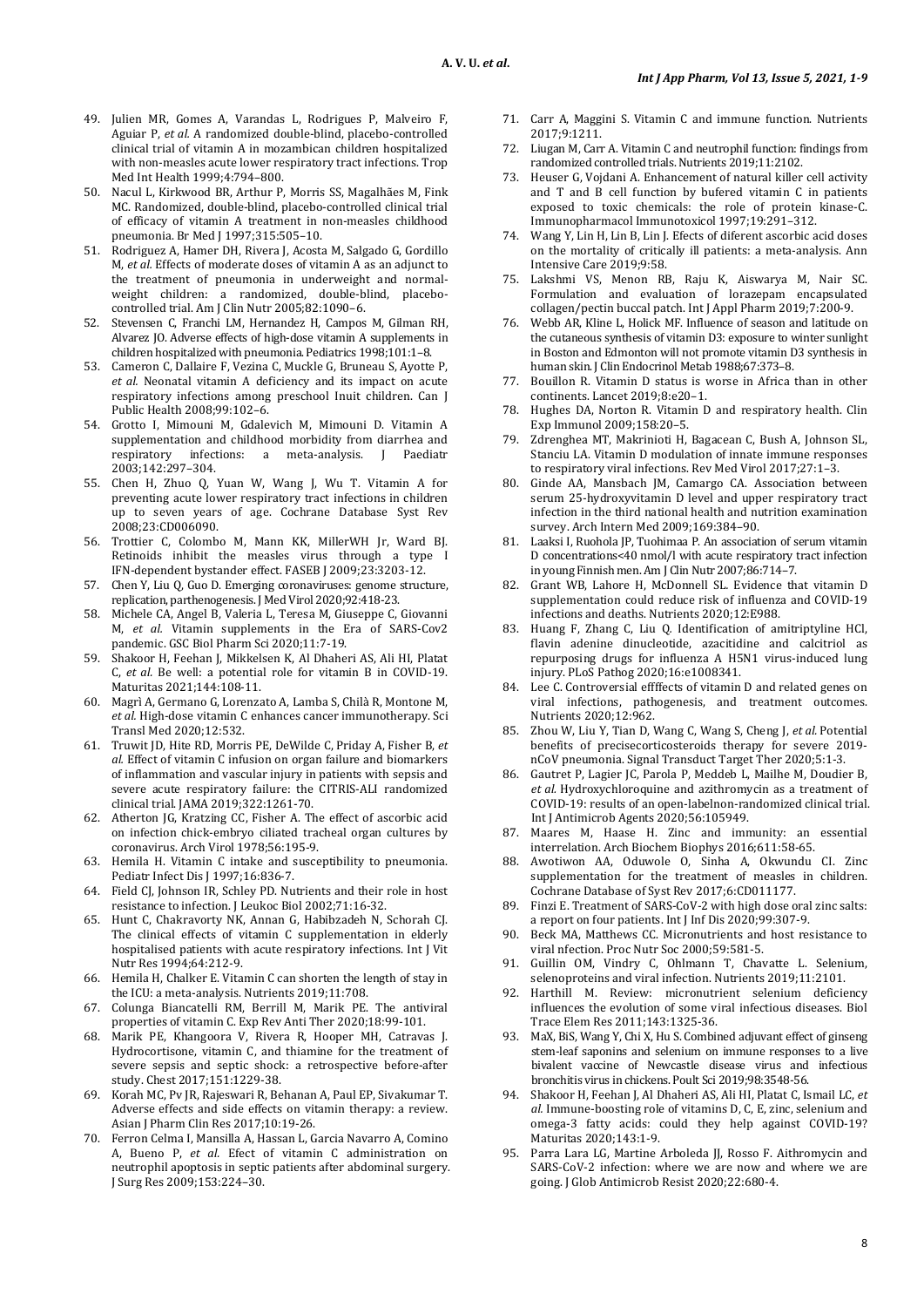49. Julien MR, Gomes A, Varandas L, Rodrigues P, Malveiro F, Aguiar P, *et al.* A randomized double-blind, placebo-controlled clinical trial of vitamin A in mozambican children hospitalized with non-measles acute lower respiratory tract infections. Trop Med Int Health 1999;4:794–800.
50. Nacul L, Kirkwood BR, Arthur P, Morris SS, Magalhães M, Fink MC. Randomized, double-blind, placebo-controlled clinical trial of efficacy of vitamin A treatment in non-measles childhood pneumonia. Br Med J 1997;315:505–10.
51. Rodriguez A, Hamer DH, Rivera J, Acosta M, Salgado G, Gordillo M, *et al.* Effects of moderate doses of vitamin A as an adjunct to the treatment of pneumonia in underweight and normal-weight children: a randomized, double-blind, placebo-controlled trial. Am J Clin Nutr 2005;82:1090–6.
52. Stevensen C, Franchi LM, Hernandez H, Campos M, Gilman RH, Alvarez JO. Adverse effects of high-dose vitamin A supplements in children hospitalized with pneumonia. Pediatrics 1998;101:1–8.
53. Cameron C, Dallaire F, Vezina C, Muckle G, Bruneau S, Ayotte P, *et al.* Neonatal vitamin A deficiency and its impact on acute respiratory infections among preschool Inuit children. Can J Public Health 2008;99:102–6.
54. Grotto I, Mimouni M, Gdalevich M, Mimouni D. Vitamin A supplementation and childhood morbidity from diarrhea and respiratory infections: a meta-analysis. J Paediatr 2003;142:297–304.
55. Chen H, Zhuo Q, Yuan W, Wang J, Wu T. Vitamin A for preventing acute lower respiratory tract infections in children up to seven years of age. Cochrane Database Syst Rev 2008;23:CD006090.
56. Trottier C, Colombo M, Mann KK, MillerWH Jr, Ward BJ. Retinoids inhibit the measles virus through a type I IFN-dependent bystander effect. FASEB J 2009;23:3203-12.
57. Chen Y, Liu Q, Guo D. Emerging coronaviruses: genome structure, replication, parthenogenesis. J Med Virol 2020;92:418-23.
58. Michele CA, Angel B, Valeria L, Teresa M, Giuseppe C, Giovanni M, *et al.* Vitamin supplements in the Era of SARS-Cov2 pandemic. GSC Biol Pharm Sci 2020;11:7-19.
59. Shakoor H, Feehan J, Mikkelsen K, Al Dhaheri AS, Ali HI, Platat C, *et al.* Be well: a potential role for vitamin B in COVID-19. Maturitas 2021;144:108-11.
60. Magrì A, Germano G, Lorenzato A, Lamba S, Chilà R, Montone M, *et al.* High-dose vitamin C enhances cancer immunotherapy. Sci Transl Med 2020;12:532.
61. Truwit JD, Hite RD, Morris PE, DeWilde C, Priday A, Fisher B, *et al.* Effect of vitamin C infusion on organ failure and biomarkers of inflammation and vascular injury in patients with sepsis and severe acute respiratory failure: the CITRIS-ALI randomized clinical trial. JAMA 2019;322:1261-70.
62. Atherton JG, Kratzing CC, Fisher A. The effect of ascorbic acid on infection chick-embryo ciliated tracheal organ cultures by coronavirus. Arch Virol 1978;56:195-9.
63. Hemila H. Vitamin C intake and susceptibility to pneumonia. Pediatr Infect Dis J 1997;16:836-7.
64. Field CJ, Johnson IR, Schley PD. Nutrients and their role in host resistance to infection. J Leukoc Biol 2002;71:16-32.
65. Hunt C, Chakravorty NK, Annan G, Habibzadeh N, Schorah CJ. The clinical effects of vitamin C supplementation in elderly hospitalised patients with acute respiratory infections. Int J Vit Nutr Res 1994;64:212-9.
66. Hemila H, Chalker E. Vitamin C can shorten the length of stay in the ICU: a meta-analysis. Nutrients 2019;11:708.
67. Colunga Biancatelli RM, Berrill M, Marik PE. The antiviral properties of vitamin C. Exp Rev Anti Ther 2020;18:99-101.
68. Marik PE, Khangoora V, Rivera R, Hooper MH, Catravas J. Hydrocortisone, vitamin C, and thiamine for the treatment of severe sepsis and septic shock: a retrospective before-after study. Chest 2017;151:1229-38.
69. Korah MC, Pv JR, Rajeswari R, Behanan A, Paul EP, Sivakumar T. Adverse effects and side effects on vitamin therapy: a review. Asian J Pharm Clin Res 2017;10:19-26.
70. Ferron Celma I, Mansilla A, Hassan L, Garcia Navarro A, Comino A, Bueno P, *et al.* Efect of vitamin C administration on neutrophil apoptosis in septic patients after abdominal surgery. J Surg Res 2009;153:224–30.
71. Carr A, Maggini S. Vitamin C and immune function. Nutrients 2017;9:1211.
72. Liugan M, Carr A. Vitamin C and neutrophil function: findings from randomized controlled trials. Nutrients 2019;11:2102.
73. Heuser G, Vojdani A. Enhancement of natural killer cell activity and T and B cell function by bufered vitamin C in patients exposed to toxic chemicals: the role of protein kinase-C. Immunopharmacol Immunotoxicol 1997;19:291–312.
74. Wang Y, Lin H, Lin B, Lin J. Efects of diferent ascorbic acid doses on the mortality of critically ill patients: a meta-analysis. Ann Intensive Care 2019;9:58.
75. Lakshmi VS, Menon RB, Raju K, Aiswarya M, Nair SC. Formulation and evaluation of lorazepam encapsulated collagen/pectin buccal patch. Int J Appl Pharm 2019;7:200-9.
76. Webb AR, Kline L, Holick MF. Influence of season and latitude on the cutaneous synthesis of vitamin D3: exposure to winter sunlight in Boston and Edmonton will not promote vitamin D3 synthesis in human skin. J Clin Endocrinol Metab 1988;67:373–8.
77. Bouillon R. Vitamin D status is worse in Africa than in other continents. Lancet 2019;8:e20–1.
78. Hughes DA, Norton R. Vitamin D and respiratory health. Clin Exp Immunol 2009;158:20–5.
79. Zdrenghea MT, Makrinioti H, Bagacean C, Bush A, Johnson SL, Stanciu LA. Vitamin D modulation of innate immune responses to respiratory viral infections. Rev Med Virol 2017;27:1–3.
80. Ginde AA, Mansbach JM, Camargo CA. Association between serum 25-hydroxyvitamin D level and upper respiratory tract infection in the third national health and nutrition examination survey. Arch Intern Med 2009;169:384–90.
81. Laaksi I, Ruohola JP, Tuohimaa P. An association of serum vitamin D concentrations<40 nmol/l with acute respiratory tract infection in young Finnish men. Am J Clin Nutr 2007;86:714–7.
82. Grant WB, Lahore H, McDonnell SL. Evidence that vitamin D supplementation could reduce risk of influenza and COVID-19 infections and deaths. Nutrients 2020;12:E988.
83. Huang F, Zhang C, Liu Q. Identification of amitriptyline HCl, flavin adenine dinucleotide, azacitidine and calcitriol as repurposing drugs for influenza A H5N1 virus-induced lung injury. PLoS Pathog 2020;16:e1008341.
84. Lee C. Controversial effffects of vitamin D and related genes on viral infections, pathogenesis, and treatment outcomes. Nutrients 2020;12:962.
85. Zhou W, Liu Y, Tian D, Wang C, Wang S, Cheng J, *et al.* Potential benefits of precisecorticosteroids therapy for severe 2019-nCoV pneumonia. Signal Transduct Target Ther 2020;5:1-3.
86. Gautret P, Lagier JC, Parola P, Meddeb L, Mailhe M, Doudier B, *et al.* Hydroxychloroquine and azithromycin as a treatment of COVID-19: results of an open-labelnon-randomized clinical trial. Int J Antimicrob Agents 2020;56:105949.
87. Maares M, Haase H. Zinc and immunity: an essential interrelation. Arch Biochem Biophys 2016;611:58-65.
88. Awotiwon AA, Oduwole O, Sinha A, Okwundu CI. Zinc supplementation for the treatment of measles in children. Cochrane Database of Syst Rev 2017;6:CD011177.
89. Finzi E. Treatment of SARS-CoV-2 with high dose oral zinc salts: a report on four patients. Int J Inf Dis 2020;99:307-9.
90. Beck MA, Matthews CC. Micronutrients and host resistance to viral nfection. Proc Nutr Soc 2000;59:581-5.
91. Guillin OM, Vindry C, Ohlmann T, Chavatte L. Selenium, selenoproteins and viral infection. Nutrients 2019;11:2101.
92. Harthill M. Review: micronutrient selenium deficiency influences the evolution of some viral infectious diseases. Biol Trace Elem Res 2011;143:1325-36.
93. MaX, BiS, Wang Y, Chi X, Hu S. Combined adjuvant effect of ginseng stem-leaf saponins and selenium on immune responses to a live bivalent vaccine of Newcastle disease virus and infectious bronchitis virus in chickens. Poult Sci 2019;98:3548-56.
94. Shakoor H, Feehan J, Al Dhaheri AS, Ali HI, Platat C, Ismail LC, *et al.* Immune-boosting role of vitamins D, C, E, zinc, selenium and omega-3 fatty acids: could they help against COVID-19? Maturitas 2020;143:1-9.
95. Parra Lara LG, Martine Arboleda JJ, Rosso F. Aithromycin and SARS-CoV-2 infection: where we are now and where we are going. J Glob Antimicrob Resist 2020;22:680-4.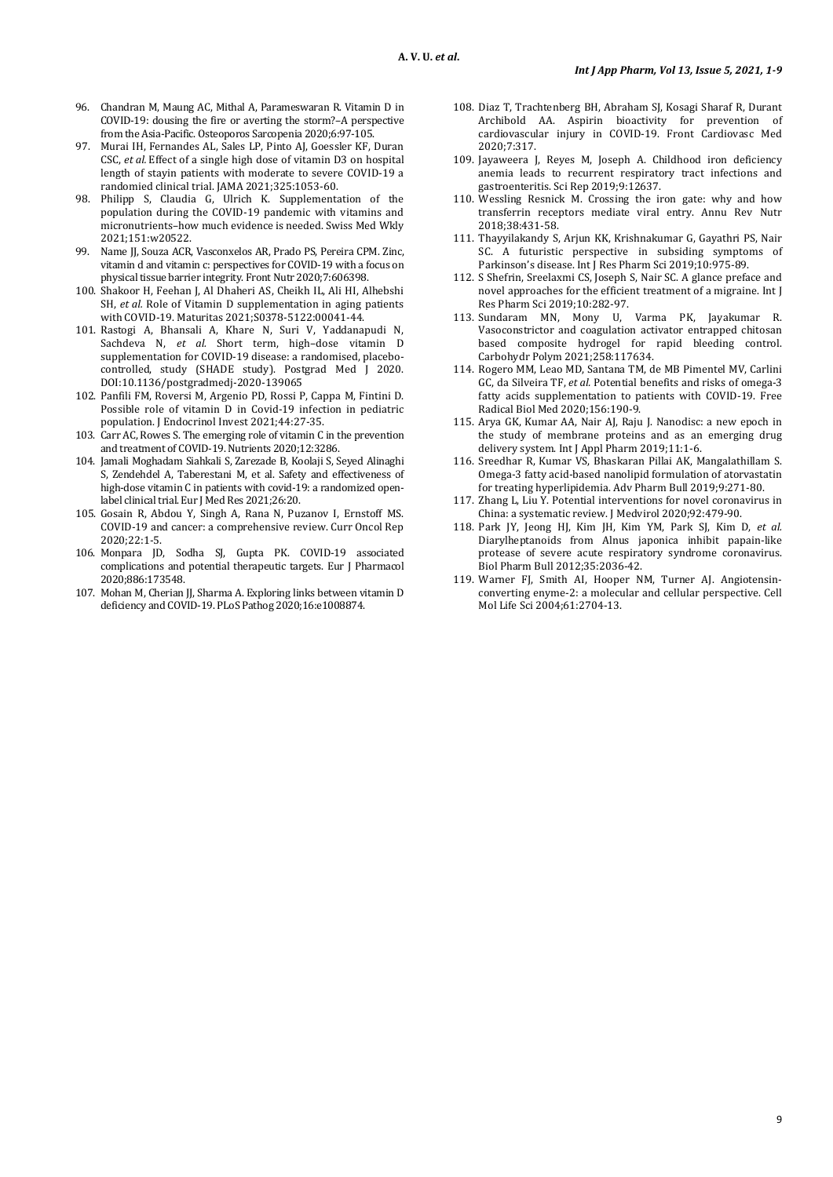96. Chandran M, Maung AC, Mithal A, Parameswaran R. Vitamin D in COVID-19: dousing the fire or averting the storm?–A perspective from the Asia-Pacific. Osteoporos Sarcopenia 2020;6:97-105.
97. Murai IH, Fernandes AL, Sales LP, Pinto AJ, Goessler KF, Duran CSC, *et al*. Effect of a single high dose of vitamin D3 on hospital length of stayin patients with moderate to severe COVID-19 a randomied clinical trial. JAMA 2021;325:1053-60.
98. Philipp S, Claudia G, Ulrich K. Supplementation of the population during the COVID-19 pandemic with vitamins and micronutrients–how much evidence is needed. Swiss Med Wkly 2021;151:w20522.
99. Name JJ, Souza ACR, Vasconxelos AR, Prado PS, Pereira CPM. Zinc, vitamin d and vitamin c: perspectives for COVID-19 with a focus on physical tissue barrier integrity. Front Nutr 2020;7:606398.
100. Shakoor H, Feehan J, Al Dhaheri AS, Cheikh IL, Ali HI, Alhebshi SH, *et al*. Role of Vitamin D supplementation in aging patients with COVID-19. Maturitas 2021;S0378-5122:00041-44.
101. Rastogi A, Bhansali A, Khare N, Suri V, Yaddanapudi N, Sachdeva N, *et al.* Short term, high–dose vitamin D supplementation for COVID-19 disease: a randomised, placebo-controlled, study (SHADE study). Postgrad Med J 2020. DOI:10.1136/postgradmedj-2020-139065
102. Panfili FM, Roversi M, Argenio PD, Rossi P, Cappa M, Fintini D. Possible role of vitamin D in Covid-19 infection in pediatric population. J Endocrinol Invest 2021;44:27-35.
103. Carr AC, Rowes S. The emerging role of vitamin C in the prevention and treatment of COVID-19. Nutrients 2020;12:3286.
104. Jamali Moghadam Siahkali S, Zarezade B, Koolaji S, Seyed Alinaghi S, Zendehdel A, Taberestani M, et al. Safety and effectiveness of high-dose vitamin C in patients with covid-19: a randomized open-label clinical trial. Eur J Med Res 2021;26:20.
105. Gosain R, Abdou Y, Singh A, Rana N, Puzanov I, Ernstoff MS. COVID-19 and cancer: a comprehensive review. Curr Oncol Rep 2020;22:1-5.
106. Monpara JD, Sodha SJ, Gupta PK. COVID-19 associated complications and potential therapeutic targets. Eur J Pharmacol 2020;886:173548.
107. Mohan M, Cherian JJ, Sharma A. Exploring links between vitamin D deficiency and COVID-19. PLoS Pathog 2020;16:e1008874.
108. Diaz T, Trachtenberg BH, Abraham SJ, Kosagi Sharaf R, Durant Archibold AA. Aspirin bioactivity for prevention of cardiovascular injury in COVID-19. Front Cardiovasc Med 2020;7:317.
109. Jayaweera J, Reyes M, Joseph A. Childhood iron deficiency anemia leads to recurrent respiratory tract infections and gastroenteritis. Sci Rep 2019;9:12637.
110. Wessling Resnick M. Crossing the iron gate: why and how transferrin receptors mediate viral entry. Annu Rev Nutr 2018;38:431-58.
111. Thayyilakandy S, Arjun KK, Krishnakumar G, Gayathri PS, Nair SC. A futuristic perspective in subsiding symptoms of Parkinson's disease. Int J Res Pharm Sci 2019;10:975-89.
112. S Shefrin, Sreelaxmi CS, Joseph S, Nair SC. A glance preface and novel approaches for the efficient treatment of a migraine. Int J Res Pharm Sci 2019;10:282-97.
113. Sundaram MN, Mony U, Varma PK, Jayakumar R. Vasoconstrictor and coagulation activator entrapped chitosan based composite hydrogel for rapid bleeding control. Carbohydr Polym 2021;258:117634.
114. Rogero MM, Leao MD, Santana TM, de MB Pimentel MV, Carlini GC, da Silveira TF, *et al.* Potential benefits and risks of omega-3 fatty acids supplementation to patients with COVID-19. Free Radical Biol Med 2020;156:190-9.
115. Arya GK, Kumar AA, Nair AJ, Raju J. Nanodisc: a new epoch in the study of membrane proteins and as an emerging drug delivery system. Int J Appl Pharm 2019;11:1-6.
116. Sreedhar R, Kumar VS, Bhaskaran Pillai AK, Mangalathillam S. Omega-3 fatty acid-based nanolipid formulation of atorvastatin for treating hyperlipidemia. Adv Pharm Bull 2019;9:271-80.
117. Zhang L, Liu Y. Potential interventions for novel coronavirus in China: a systematic review. J Medvirol 2020;92:479-90.
118. Park JY, Jeong HJ, Kim JH, Kim YM, Park SJ, Kim D, *et al.* Diarylheptanoids from Alnus japonica inhibit papain-like protease of severe acute respiratory syndrome coronavirus. Biol Pharm Bull 2012;35:2036-42.
119. Warner FJ, Smith AI, Hooper NM, Turner AJ. Angiotensin-converting enyme-2: a molecular and cellular perspective. Cell Mol Life Sci 2004;61:2704-13.